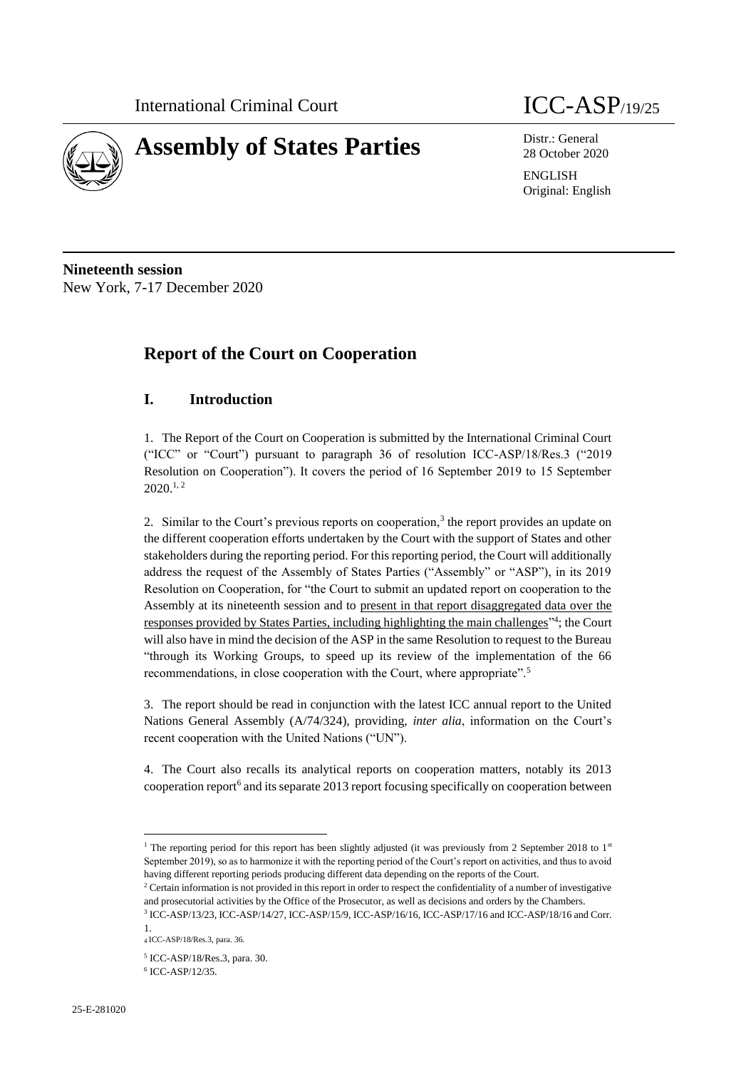International Criminal Court

# ICC-ASP/19/25

# Assembly of States Parties

Distr.: General
28 October 2020

ENGLISH
Original: English

**Nineteenth session**
New York, 7-17 December 2020

## Report of the Court on Cooperation

### I. Introduction

1. The Report of the Court on Cooperation is submitted by the International Criminal Court ("ICC" or "Court") pursuant to paragraph 36 of resolution ICC-ASP/18/Res.3 ("2019 Resolution on Cooperation"). It covers the period of 16 September 2019 to 15 September 2020.[1, 2]

2. Similar to the Court's previous reports on cooperation,[3] the report provides an update on the different cooperation efforts undertaken by the Court with the support of States and other stakeholders during the reporting period. For this reporting period, the Court will additionally address the request of the Assembly of States Parties ("Assembly" or "ASP"), in its 2019 Resolution on Cooperation, for "the Court to submit an updated report on cooperation to the Assembly at its nineteenth session and to present in that report disaggregated data over the responses provided by States Parties, including highlighting the main challenges"[4]; the Court will also have in mind the decision of the ASP in the same Resolution to request to the Bureau "through its Working Groups, to speed up its review of the implementation of the 66 recommendations, in close cooperation with the Court, where appropriate".[5]

3. The report should be read in conjunction with the latest ICC annual report to the United Nations General Assembly (A/74/324), providing, *inter alia*, information on the Court's recent cooperation with the United Nations ("UN").

4. The Court also recalls its analytical reports on cooperation matters, notably its 2013 cooperation report[6] and its separate 2013 report focusing specifically on cooperation between

---

[1] The reporting period for this report has been slightly adjusted (it was previously from 2 September 2018 to 1st September 2019), so as to harmonize it with the reporting period of the Court's report on activities, and thus to avoid having different reporting periods producing different data depending on the reports of the Court.

[2] Certain information is not provided in this report in order to respect the confidentiality of a number of investigative and prosecutorial activities by the Office of the Prosecutor, as well as decisions and orders by the Chambers.

[3] ICC-ASP/13/23, ICC-ASP/14/27, ICC-ASP/15/9, ICC-ASP/16/16, ICC-ASP/17/16 and ICC-ASP/18/16 and Corr. 1.

[4] ICC-ASP/18/Res.3, para. 36.

[5] ICC-ASP/18/Res.3, para. 30.

[6] ICC-ASP/12/35.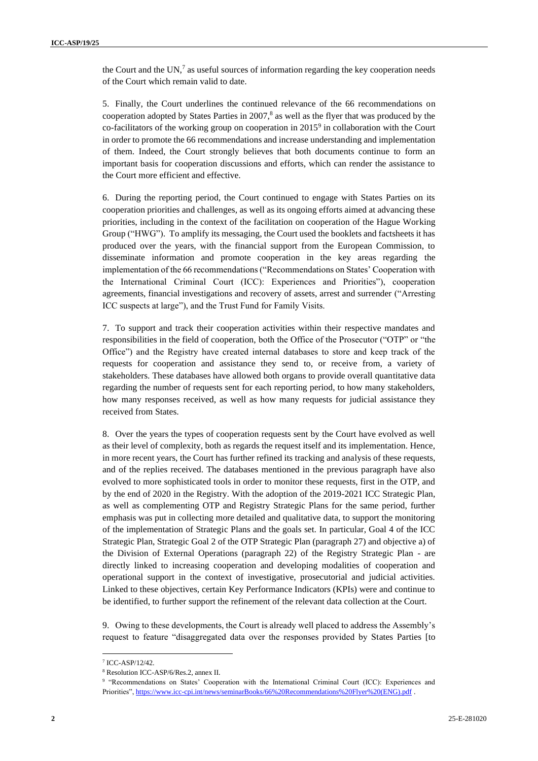the Court and the UN,[7] as useful sources of information regarding the key cooperation needs of the Court which remain valid to date.

5. Finally, the Court underlines the continued relevance of the 66 recommendations on cooperation adopted by States Parties in 2007,[8] as well as the flyer that was produced by the co-facilitators of the working group on cooperation in 2015[9] in collaboration with the Court in order to promote the 66 recommendations and increase understanding and implementation of them. Indeed, the Court strongly believes that both documents continue to form an important basis for cooperation discussions and efforts, which can render the assistance to the Court more efficient and effective.

6. During the reporting period, the Court continued to engage with States Parties on its cooperation priorities and challenges, as well as its ongoing efforts aimed at advancing these priorities, including in the context of the facilitation on cooperation of the Hague Working Group ("HWG"). To amplify its messaging, the Court used the booklets and factsheets it has produced over the years, with the financial support from the European Commission, to disseminate information and promote cooperation in the key areas regarding the implementation of the 66 recommendations ("Recommendations on States' Cooperation with the International Criminal Court (ICC): Experiences and Priorities"), cooperation agreements, financial investigations and recovery of assets, arrest and surrender ("Arresting ICC suspects at large"), and the Trust Fund for Family Visits.

7. To support and track their cooperation activities within their respective mandates and responsibilities in the field of cooperation, both the Office of the Prosecutor ("OTP" or "the Office") and the Registry have created internal databases to store and keep track of the requests for cooperation and assistance they send to, or receive from, a variety of stakeholders. These databases have allowed both organs to provide overall quantitative data regarding the number of requests sent for each reporting period, to how many stakeholders, how many responses received, as well as how many requests for judicial assistance they received from States.

8. Over the years the types of cooperation requests sent by the Court have evolved as well as their level of complexity, both as regards the request itself and its implementation. Hence, in more recent years, the Court has further refined its tracking and analysis of these requests, and of the replies received. The databases mentioned in the previous paragraph have also evolved to more sophisticated tools in order to monitor these requests, first in the OTP, and by the end of 2020 in the Registry. With the adoption of the 2019-2021 ICC Strategic Plan, as well as complementing OTP and Registry Strategic Plans for the same period, further emphasis was put in collecting more detailed and qualitative data, to support the monitoring of the implementation of Strategic Plans and the goals set. In particular, Goal 4 of the ICC Strategic Plan, Strategic Goal 2 of the OTP Strategic Plan (paragraph 27) and objective a) of the Division of External Operations (paragraph 22) of the Registry Strategic Plan - are directly linked to increasing cooperation and developing modalities of cooperation and operational support in the context of investigative, prosecutorial and judicial activities. Linked to these objectives, certain Key Performance Indicators (KPIs) were and continue to be identified, to further support the refinement of the relevant data collection at the Court.

9. Owing to these developments, the Court is already well placed to address the Assembly's request to feature "disaggregated data over the responses provided by States Parties [to

---

[7] ICC-ASP/12/42.

[8] Resolution ICC-ASP/6/Res.2, annex II.

[9] "Recommendations on States' Cooperation with the International Criminal Court (ICC): Experiences and Priorities", https://www.icc-cpi.int/news/seminarBooks/66%20Recommendations%20Flyer%20(ENG).pdf .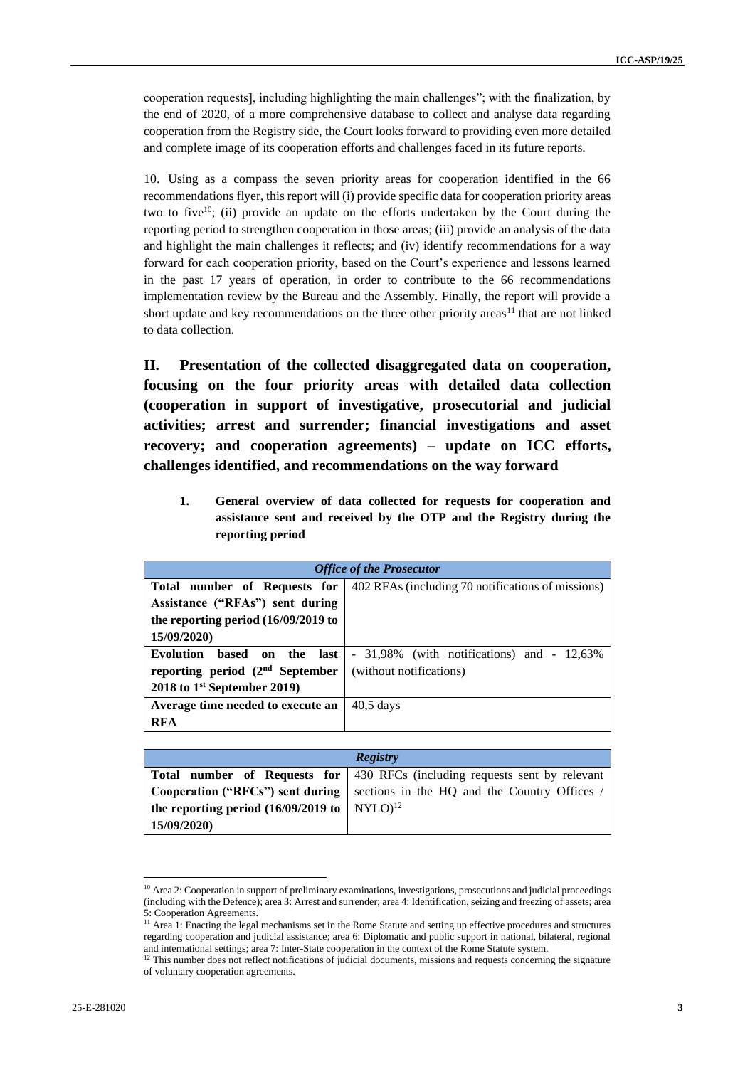cooperation requests], including highlighting the main challenges"; with the finalization, by the end of 2020, of a more comprehensive database to collect and analyse data regarding cooperation from the Registry side, the Court looks forward to providing even more detailed and complete image of its cooperation efforts and challenges faced in its future reports.

10. Using as a compass the seven priority areas for cooperation identified in the 66 recommendations flyer, this report will (i) provide specific data for cooperation priority areas two to five[10]; (ii) provide an update on the efforts undertaken by the Court during the reporting period to strengthen cooperation in those areas; (iii) provide an analysis of the data and highlight the main challenges it reflects; and (iv) identify recommendations for a way forward for each cooperation priority, based on the Court's experience and lessons learned in the past 17 years of operation, in order to contribute to the 66 recommendations implementation review by the Bureau and the Assembly. Finally, the report will provide a short update and key recommendations on the three other priority areas[11] that are not linked to data collection.

## II. Presentation of the collected disaggregated data on cooperation, focusing on the four priority areas with detailed data collection (cooperation in support of investigative, prosecutorial and judicial activities; arrest and surrender; financial investigations and asset recovery; and cooperation agreements) – update on ICC efforts, challenges identified, and recommendations on the way forward

### 1. General overview of data collected for requests for cooperation and assistance sent and received by the OTP and the Registry during the reporting period

| *Office of the Prosecutor* | |
|---|---|
| **Total number of Requests for Assistance ("RFAs") sent during the reporting period (16/09/2019 to 15/09/2020)** | 402 RFAs (including 70 notifications of missions) |
| **Evolution based on the last reporting period (2nd September 2018 to 1st September 2019)** | - 31,98% (with notifications) and - 12,63% (without notifications) |
| **Average time needed to execute an RFA** | 40,5 days |

| *Registry* | |
|---|---|
| **Total number of Requests for Cooperation ("RFCs") sent during the reporting period (16/09/2019 to 15/09/2020)** | 430 RFCs (including requests sent by relevant sections in the HQ and the Country Offices / NYLO)[12] |

---

[10] Area 2: Cooperation in support of preliminary examinations, investigations, prosecutions and judicial proceedings (including with the Defence); area 3: Arrest and surrender; area 4: Identification, seizing and freezing of assets; area 5: Cooperation Agreements.

[11] Area 1: Enacting the legal mechanisms set in the Rome Statute and setting up effective procedures and structures regarding cooperation and judicial assistance; area 6: Diplomatic and public support in national, bilateral, regional and international settings; area 7: Inter-State cooperation in the context of the Rome Statute system.

[12] This number does not reflect notifications of judicial documents, missions and requests concerning the signature of voluntary cooperation agreements.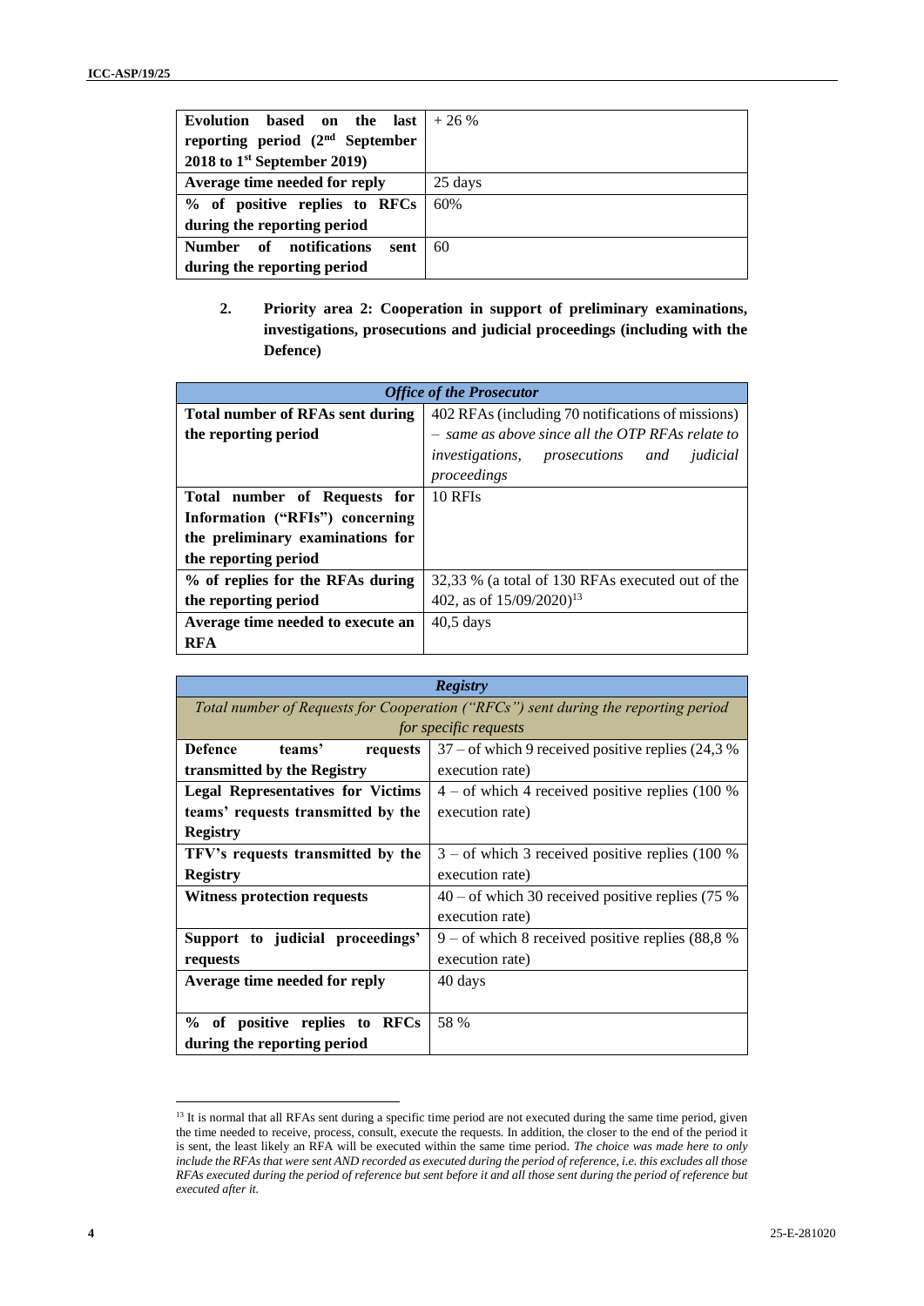| **Evolution based on the last reporting period (2nd September 2018 to 1st September 2019)** | + 26 % |
|---|---|
| **Average time needed for reply** | 25 days |
| **% of positive replies to RFCs during the reporting period** | 60% |
| **Number of notifications sent during the reporting period** | 60 |

**2. Priority area 2: Cooperation in support of preliminary examinations, investigations, prosecutions and judicial proceedings (including with the Defence)**

| ***Office of the Prosecutor*** | |
|---|---|
| **Total number of RFAs sent during the reporting period** | 402 RFAs (including 70 notifications of missions) – *same as above since all the OTP RFAs relate to investigations, prosecutions and judicial proceedings* |
| **Total number of Requests for Information ("RFIs") concerning the preliminary examinations for the reporting period** | 10 RFIs |
| **% of replies for the RFAs during the reporting period** | 32,33 % (a total of 130 RFAs executed out of the 402, as of 15/09/2020)[13] |
| **Average time needed to execute an RFA** | 40,5 days |

| ***Registry*** | |
|---|---|
| *Total number of Requests for Cooperation ("RFCs") sent during the reporting period for specific requests* | |
| **Defence teams' requests transmitted by the Registry** | 37 – of which 9 received positive replies (24,3 % execution rate) |
| **Legal Representatives for Victims teams' requests transmitted by the Registry** | 4 – of which 4 received positive replies (100 % execution rate) |
| **TFV's requests transmitted by the Registry** | 3 – of which 3 received positive replies (100 % execution rate) |
| **Witness protection requests** | 40 – of which 30 received positive replies (75 % execution rate) |
| **Support to judicial proceedings' requests** | 9 – of which 8 received positive replies (88,8 % execution rate) |
| **Average time needed for reply** | 40 days |
| **% of positive replies to RFCs during the reporting period** | 58 % |

[13] It is normal that all RFAs sent during a specific time period are not executed during the same time period, given the time needed to receive, process, consult, execute the requests. In addition, the closer to the end of the period it is sent, the least likely an RFA will be executed within the same time period. *The choice was made here to only include the RFAs that were sent AND recorded as executed during the period of reference, i.e. this excludes all those RFAs executed during the period of reference but sent before it and all those sent during the period of reference but executed after it.*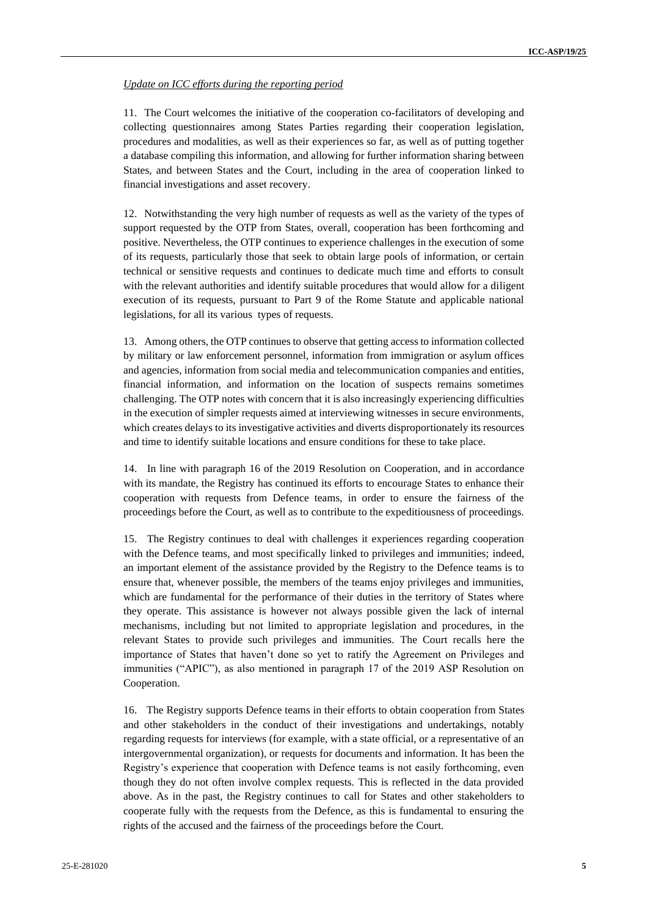*Update on ICC efforts during the reporting period*

11. The Court welcomes the initiative of the cooperation co-facilitators of developing and collecting questionnaires among States Parties regarding their cooperation legislation, procedures and modalities, as well as their experiences so far, as well as of putting together a database compiling this information, and allowing for further information sharing between States, and between States and the Court, including in the area of cooperation linked to financial investigations and asset recovery.

12. Notwithstanding the very high number of requests as well as the variety of the types of support requested by the OTP from States, overall, cooperation has been forthcoming and positive. Nevertheless, the OTP continues to experience challenges in the execution of some of its requests, particularly those that seek to obtain large pools of information, or certain technical or sensitive requests and continues to dedicate much time and efforts to consult with the relevant authorities and identify suitable procedures that would allow for a diligent execution of its requests, pursuant to Part 9 of the Rome Statute and applicable national legislations, for all its various types of requests.

13. Among others, the OTP continues to observe that getting access to information collected by military or law enforcement personnel, information from immigration or asylum offices and agencies, information from social media and telecommunication companies and entities, financial information, and information on the location of suspects remains sometimes challenging. The OTP notes with concern that it is also increasingly experiencing difficulties in the execution of simpler requests aimed at interviewing witnesses in secure environments, which creates delays to its investigative activities and diverts disproportionately its resources and time to identify suitable locations and ensure conditions for these to take place.

14. In line with paragraph 16 of the 2019 Resolution on Cooperation, and in accordance with its mandate, the Registry has continued its efforts to encourage States to enhance their cooperation with requests from Defence teams, in order to ensure the fairness of the proceedings before the Court, as well as to contribute to the expeditiousness of proceedings.

15. The Registry continues to deal with challenges it experiences regarding cooperation with the Defence teams, and most specifically linked to privileges and immunities; indeed, an important element of the assistance provided by the Registry to the Defence teams is to ensure that, whenever possible, the members of the teams enjoy privileges and immunities, which are fundamental for the performance of their duties in the territory of States where they operate. This assistance is however not always possible given the lack of internal mechanisms, including but not limited to appropriate legislation and procedures, in the relevant States to provide such privileges and immunities. The Court recalls here the importance of States that haven't done so yet to ratify the Agreement on Privileges and immunities ("APIC"), as also mentioned in paragraph 17 of the 2019 ASP Resolution on Cooperation.

16. The Registry supports Defence teams in their efforts to obtain cooperation from States and other stakeholders in the conduct of their investigations and undertakings, notably regarding requests for interviews (for example, with a state official, or a representative of an intergovernmental organization), or requests for documents and information. It has been the Registry's experience that cooperation with Defence teams is not easily forthcoming, even though they do not often involve complex requests. This is reflected in the data provided above. As in the past, the Registry continues to call for States and other stakeholders to cooperate fully with the requests from the Defence, as this is fundamental to ensuring the rights of the accused and the fairness of the proceedings before the Court.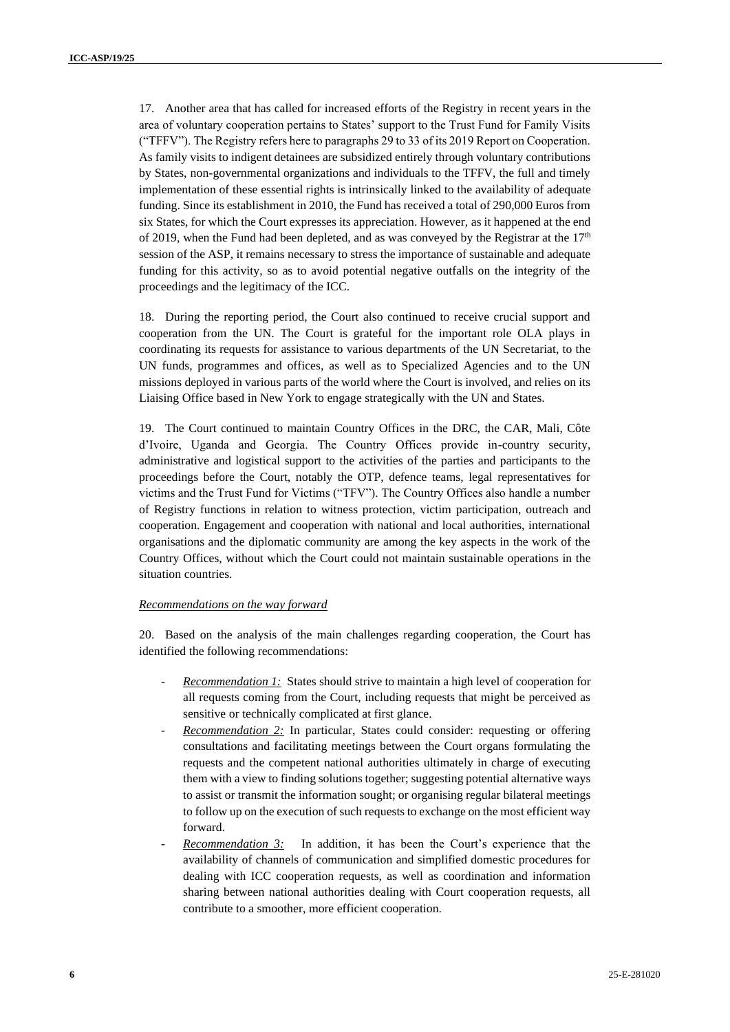17. Another area that has called for increased efforts of the Registry in recent years in the area of voluntary cooperation pertains to States' support to the Trust Fund for Family Visits ("TFFV"). The Registry refers here to paragraphs 29 to 33 of its 2019 Report on Cooperation. As family visits to indigent detainees are subsidized entirely through voluntary contributions by States, non-governmental organizations and individuals to the TFFV, the full and timely implementation of these essential rights is intrinsically linked to the availability of adequate funding. Since its establishment in 2010, the Fund has received a total of 290,000 Euros from six States, for which the Court expresses its appreciation. However, as it happened at the end of 2019, when the Fund had been depleted, and as was conveyed by the Registrar at the 17th session of the ASP, it remains necessary to stress the importance of sustainable and adequate funding for this activity, so as to avoid potential negative outfalls on the integrity of the proceedings and the legitimacy of the ICC.

18. During the reporting period, the Court also continued to receive crucial support and cooperation from the UN. The Court is grateful for the important role OLA plays in coordinating its requests for assistance to various departments of the UN Secretariat, to the UN funds, programmes and offices, as well as to Specialized Agencies and to the UN missions deployed in various parts of the world where the Court is involved, and relies on its Liaising Office based in New York to engage strategically with the UN and States.

19. The Court continued to maintain Country Offices in the DRC, the CAR, Mali, Côte d'Ivoire, Uganda and Georgia. The Country Offices provide in-country security, administrative and logistical support to the activities of the parties and participants to the proceedings before the Court, notably the OTP, defence teams, legal representatives for victims and the Trust Fund for Victims ("TFV"). The Country Offices also handle a number of Registry functions in relation to witness protection, victim participation, outreach and cooperation. Engagement and cooperation with national and local authorities, international organisations and the diplomatic community are among the key aspects in the work of the Country Offices, without which the Court could not maintain sustainable operations in the situation countries.

*Recommendations on the way forward*

20. Based on the analysis of the main challenges regarding cooperation, the Court has identified the following recommendations:

- *Recommendation 1:* States should strive to maintain a high level of cooperation for all requests coming from the Court, including requests that might be perceived as sensitive or technically complicated at first glance.
- *Recommendation 2:* In particular, States could consider: requesting or offering consultations and facilitating meetings between the Court organs formulating the requests and the competent national authorities ultimately in charge of executing them with a view to finding solutions together; suggesting potential alternative ways to assist or transmit the information sought; or organising regular bilateral meetings to follow up on the execution of such requests to exchange on the most efficient way forward.
- *Recommendation 3:* In addition, it has been the Court's experience that the availability of channels of communication and simplified domestic procedures for dealing with ICC cooperation requests, as well as coordination and information sharing between national authorities dealing with Court cooperation requests, all contribute to a smoother, more efficient cooperation.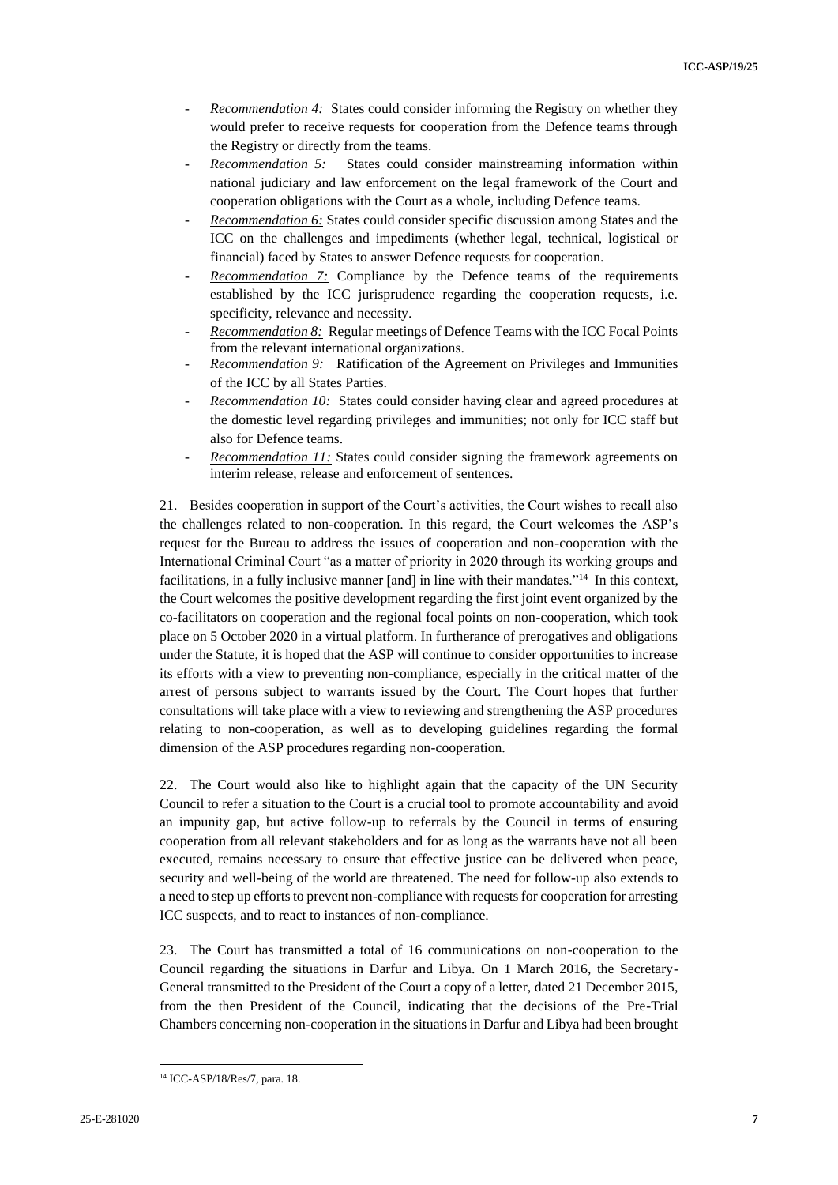- *Recommendation 4:* States could consider informing the Registry on whether they would prefer to receive requests for cooperation from the Defence teams through the Registry or directly from the teams.
- *Recommendation 5:* States could consider mainstreaming information within national judiciary and law enforcement on the legal framework of the Court and cooperation obligations with the Court as a whole, including Defence teams.
- *Recommendation 6:* States could consider specific discussion among States and the ICC on the challenges and impediments (whether legal, technical, logistical or financial) faced by States to answer Defence requests for cooperation.
- *Recommendation 7:* Compliance by the Defence teams of the requirements established by the ICC jurisprudence regarding the cooperation requests, i.e. specificity, relevance and necessity.
- *Recommendation 8:* Regular meetings of Defence Teams with the ICC Focal Points from the relevant international organizations.
- *Recommendation 9:* Ratification of the Agreement on Privileges and Immunities of the ICC by all States Parties.
- *Recommendation 10:* States could consider having clear and agreed procedures at the domestic level regarding privileges and immunities; not only for ICC staff but also for Defence teams.
- *Recommendation 11:* States could consider signing the framework agreements on interim release, release and enforcement of sentences.

21. Besides cooperation in support of the Court's activities, the Court wishes to recall also the challenges related to non-cooperation. In this regard, the Court welcomes the ASP's request for the Bureau to address the issues of cooperation and non-cooperation with the International Criminal Court "as a matter of priority in 2020 through its working groups and facilitations, in a fully inclusive manner [and] in line with their mandates."[14] In this context, the Court welcomes the positive development regarding the first joint event organized by the co-facilitators on cooperation and the regional focal points on non-cooperation, which took place on 5 October 2020 in a virtual platform. In furtherance of prerogatives and obligations under the Statute, it is hoped that the ASP will continue to consider opportunities to increase its efforts with a view to preventing non-compliance, especially in the critical matter of the arrest of persons subject to warrants issued by the Court. The Court hopes that further consultations will take place with a view to reviewing and strengthening the ASP procedures relating to non-cooperation, as well as to developing guidelines regarding the formal dimension of the ASP procedures regarding non-cooperation.

22. The Court would also like to highlight again that the capacity of the UN Security Council to refer a situation to the Court is a crucial tool to promote accountability and avoid an impunity gap, but active follow-up to referrals by the Council in terms of ensuring cooperation from all relevant stakeholders and for as long as the warrants have not all been executed, remains necessary to ensure that effective justice can be delivered when peace, security and well-being of the world are threatened. The need for follow-up also extends to a need to step up efforts to prevent non-compliance with requests for cooperation for arresting ICC suspects, and to react to instances of non-compliance.

23. The Court has transmitted a total of 16 communications on non-cooperation to the Council regarding the situations in Darfur and Libya. On 1 March 2016, the Secretary-General transmitted to the President of the Court a copy of a letter, dated 21 December 2015, from the then President of the Council, indicating that the decisions of the Pre-Trial Chambers concerning non-cooperation in the situations in Darfur and Libya had been brought

[14] ICC-ASP/18/Res/7, para. 18.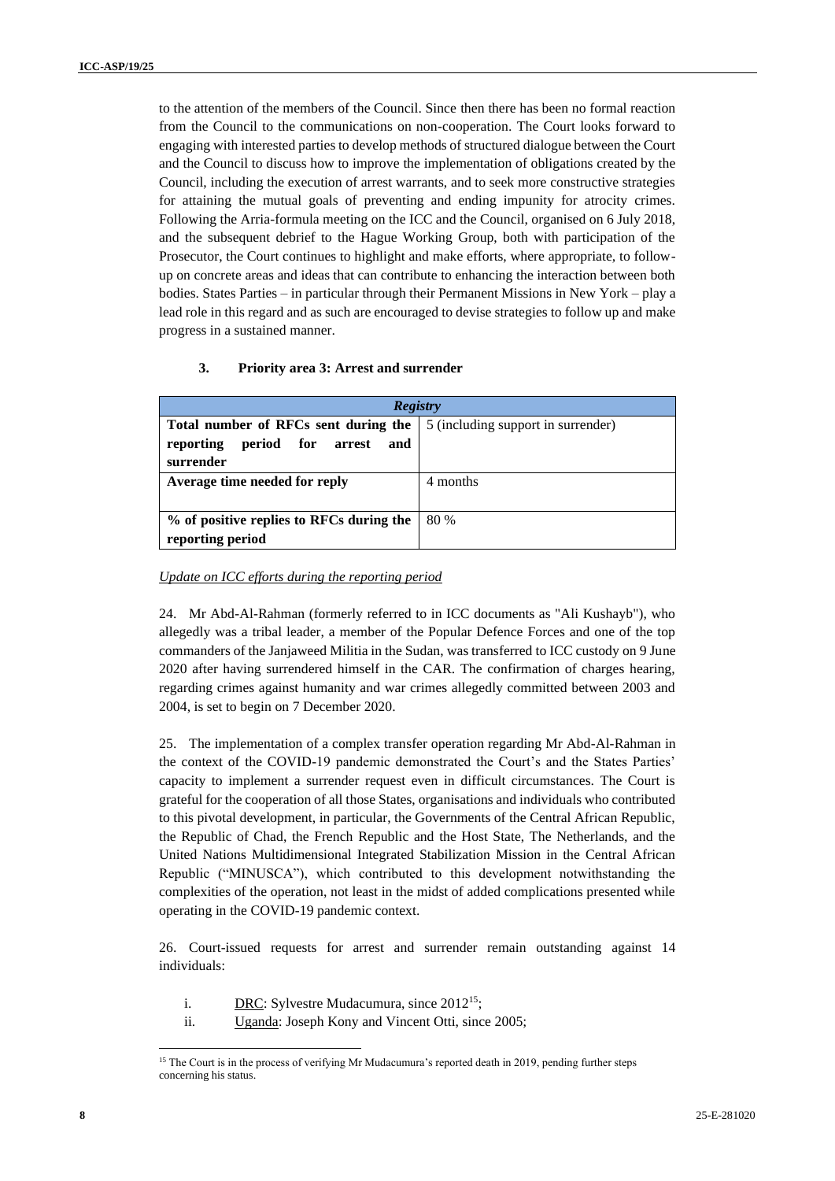to the attention of the members of the Council. Since then there has been no formal reaction from the Council to the communications on non-cooperation. The Court looks forward to engaging with interested parties to develop methods of structured dialogue between the Court and the Council to discuss how to improve the implementation of obligations created by the Council, including the execution of arrest warrants, and to seek more constructive strategies for attaining the mutual goals of preventing and ending impunity for atrocity crimes. Following the Arria-formula meeting on the ICC and the Council, organised on 6 July 2018, and the subsequent debrief to the Hague Working Group, both with participation of the Prosecutor, the Court continues to highlight and make efforts, where appropriate, to follow-up on concrete areas and ideas that can contribute to enhancing the interaction between both bodies. States Parties – in particular through their Permanent Missions in New York – play a lead role in this regard and as such are encouraged to devise strategies to follow up and make progress in a sustained manner.

### 3. Priority area 3: Arrest and surrender

| *Registry* | |
|---|---|
| **Total number of RFCs sent during the reporting period for arrest and surrender** | 5 (including support in surrender) |
| **Average time needed for reply** | 4 months |
| **% of positive replies to RFCs during the reporting period** | 80 % |

*Update on ICC efforts during the reporting period*

24. Mr Abd-Al-Rahman (formerly referred to in ICC documents as "Ali Kushayb"), who allegedly was a tribal leader, a member of the Popular Defence Forces and one of the top commanders of the Janjaweed Militia in the Sudan, was transferred to ICC custody on 9 June 2020 after having surrendered himself in the CAR. The confirmation of charges hearing, regarding crimes against humanity and war crimes allegedly committed between 2003 and 2004, is set to begin on 7 December 2020.

25. The implementation of a complex transfer operation regarding Mr Abd-Al-Rahman in the context of the COVID-19 pandemic demonstrated the Court's and the States Parties' capacity to implement a surrender request even in difficult circumstances. The Court is grateful for the cooperation of all those States, organisations and individuals who contributed to this pivotal development, in particular, the Governments of the Central African Republic, the Republic of Chad, the French Republic and the Host State, The Netherlands, and the United Nations Multidimensional Integrated Stabilization Mission in the Central African Republic ("MINUSCA"), which contributed to this development notwithstanding the complexities of the operation, not least in the midst of added complications presented while operating in the COVID-19 pandemic context.

26. Court-issued requests for arrest and surrender remain outstanding against 14 individuals:

i. DRC: Sylvestre Mudacumura, since 2012[15];

ii. Uganda: Joseph Kony and Vincent Otti, since 2005;

[15] The Court is in the process of verifying Mr Mudacumura's reported death in 2019, pending further steps concerning his status.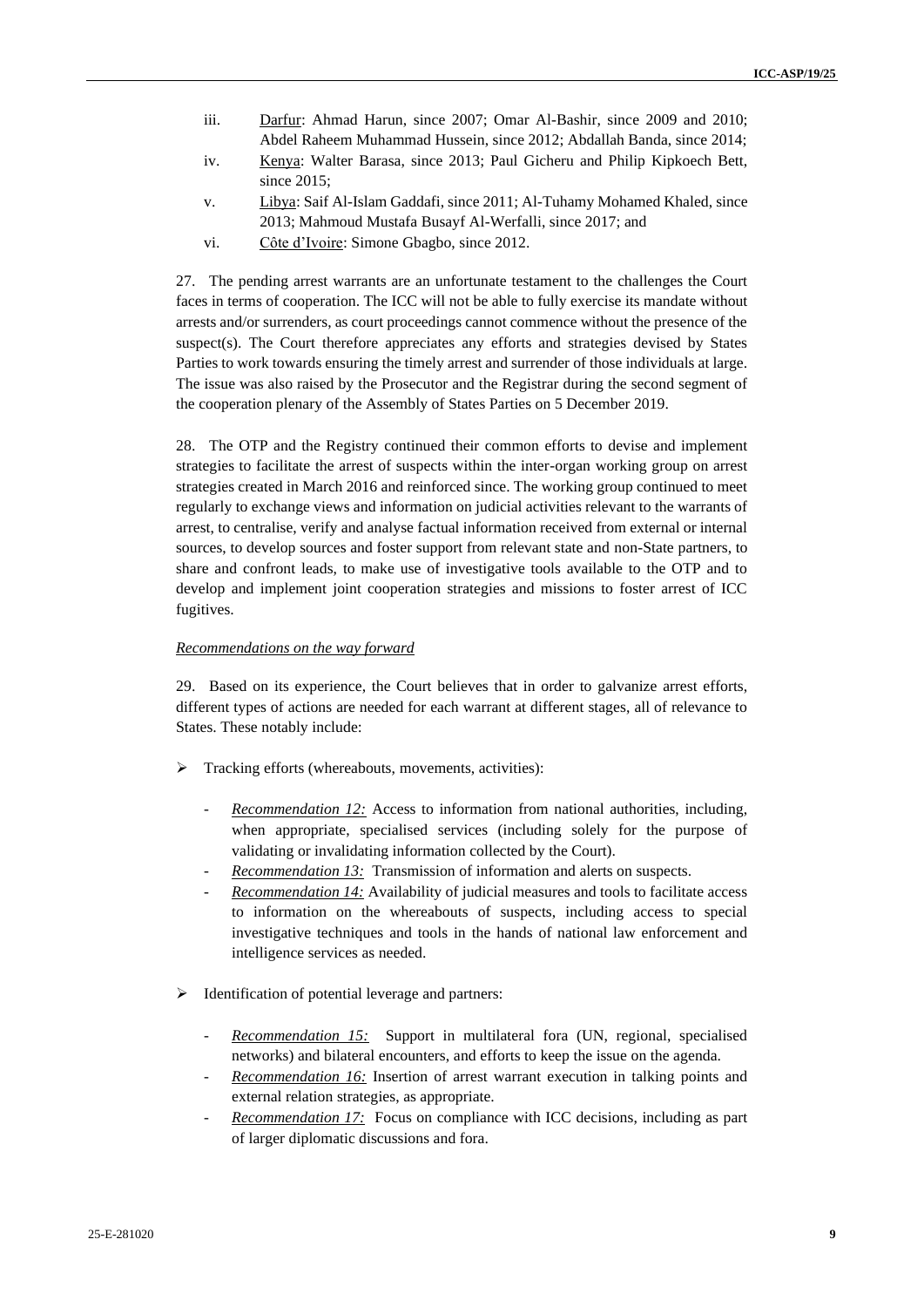iii. Darfur: Ahmad Harun, since 2007; Omar Al-Bashir, since 2009 and 2010; Abdel Raheem Muhammad Hussein, since 2012; Abdallah Banda, since 2014;

iv. Kenya: Walter Barasa, since 2013; Paul Gicheru and Philip Kipkoech Bett, since 2015;

v. Libya: Saif Al-Islam Gaddafi, since 2011; Al-Tuhamy Mohamed Khaled, since 2013; Mahmoud Mustafa Busayf Al-Werfalli, since 2017; and

vi. Côte d'Ivoire: Simone Gbagbo, since 2012.

27. The pending arrest warrants are an unfortunate testament to the challenges the Court faces in terms of cooperation. The ICC will not be able to fully exercise its mandate without arrests and/or surrenders, as court proceedings cannot commence without the presence of the suspect(s). The Court therefore appreciates any efforts and strategies devised by States Parties to work towards ensuring the timely arrest and surrender of those individuals at large. The issue was also raised by the Prosecutor and the Registrar during the second segment of the cooperation plenary of the Assembly of States Parties on 5 December 2019.

28. The OTP and the Registry continued their common efforts to devise and implement strategies to facilitate the arrest of suspects within the inter-organ working group on arrest strategies created in March 2016 and reinforced since. The working group continued to meet regularly to exchange views and information on judicial activities relevant to the warrants of arrest, to centralise, verify and analyse factual information received from external or internal sources, to develop sources and foster support from relevant state and non-State partners, to share and confront leads, to make use of investigative tools available to the OTP and to develop and implement joint cooperation strategies and missions to foster arrest of ICC fugitives.

*Recommendations on the way forward*

29. Based on its experience, the Court believes that in order to galvanize arrest efforts, different types of actions are needed for each warrant at different stages, all of relevance to States. These notably include:

- Tracking efforts (whereabouts, movements, activities):
  - *Recommendation 12:* Access to information from national authorities, including, when appropriate, specialised services (including solely for the purpose of validating or invalidating information collected by the Court).
  - *Recommendation 13:* Transmission of information and alerts on suspects.
  - *Recommendation 14:* Availability of judicial measures and tools to facilitate access to information on the whereabouts of suspects, including access to special investigative techniques and tools in the hands of national law enforcement and intelligence services as needed.

- Identification of potential leverage and partners:
  - *Recommendation 15:* Support in multilateral fora (UN, regional, specialised networks) and bilateral encounters, and efforts to keep the issue on the agenda.
  - *Recommendation 16:* Insertion of arrest warrant execution in talking points and external relation strategies, as appropriate.
  - *Recommendation 17:* Focus on compliance with ICC decisions, including as part of larger diplomatic discussions and fora.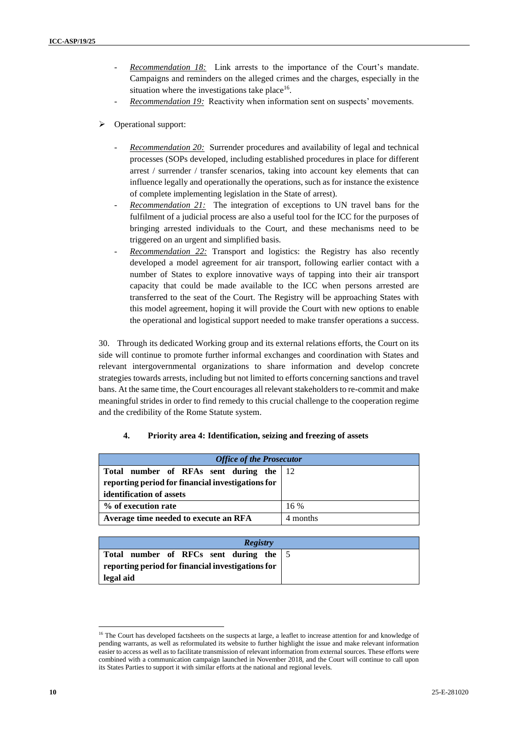- *Recommendation 18:* Link arrests to the importance of the Court's mandate. Campaigns and reminders on the alleged crimes and the charges, especially in the situation where the investigations take place[16].
- *Recommendation 19:* Reactivity when information sent on suspects' movements.

➢ Operational support:

- *Recommendation 20:* Surrender procedures and availability of legal and technical processes (SOPs developed, including established procedures in place for different arrest / surrender / transfer scenarios, taking into account key elements that can influence legally and operationally the operations, such as for instance the existence of complete implementing legislation in the State of arrest).
- *Recommendation 21:* The integration of exceptions to UN travel bans for the fulfilment of a judicial process are also a useful tool for the ICC for the purposes of bringing arrested individuals to the Court, and these mechanisms need to be triggered on an urgent and simplified basis.
- *Recommendation 22:* Transport and logistics: the Registry has also recently developed a model agreement for air transport, following earlier contact with a number of States to explore innovative ways of tapping into their air transport capacity that could be made available to the ICC when persons arrested are transferred to the seat of the Court. The Registry will be approaching States with this model agreement, hoping it will provide the Court with new options to enable the operational and logistical support needed to make transfer operations a success.

30. Through its dedicated Working group and its external relations efforts, the Court on its side will continue to promote further informal exchanges and coordination with States and relevant intergovernmental organizations to share information and develop concrete strategies towards arrests, including but not limited to efforts concerning sanctions and travel bans. At the same time, the Court encourages all relevant stakeholders to re-commit and make meaningful strides in order to find remedy to this crucial challenge to the cooperation regime and the credibility of the Rome Statute system.

#### 4. Priority area 4: Identification, seizing and freezing of assets

| ***Office of the Prosecutor*** | |
|---|---|
| **Total number of RFAs sent during the reporting period for financial investigations for identification of assets** | 12 |
| **% of execution rate** | 16 % |
| **Average time needed to execute an RFA** | 4 months |

| ***Registry*** | |
|---|---|
| **Total number of RFCs sent during the reporting period for financial investigations for legal aid** | 5 |

[16] The Court has developed factsheets on the suspects at large, a leaflet to increase attention for and knowledge of pending warrants, as well as reformulated its website to further highlight the issue and make relevant information easier to access as well as to facilitate transmission of relevant information from external sources. These efforts were combined with a communication campaign launched in November 2018, and the Court will continue to call upon its States Parties to support it with similar efforts at the national and regional levels.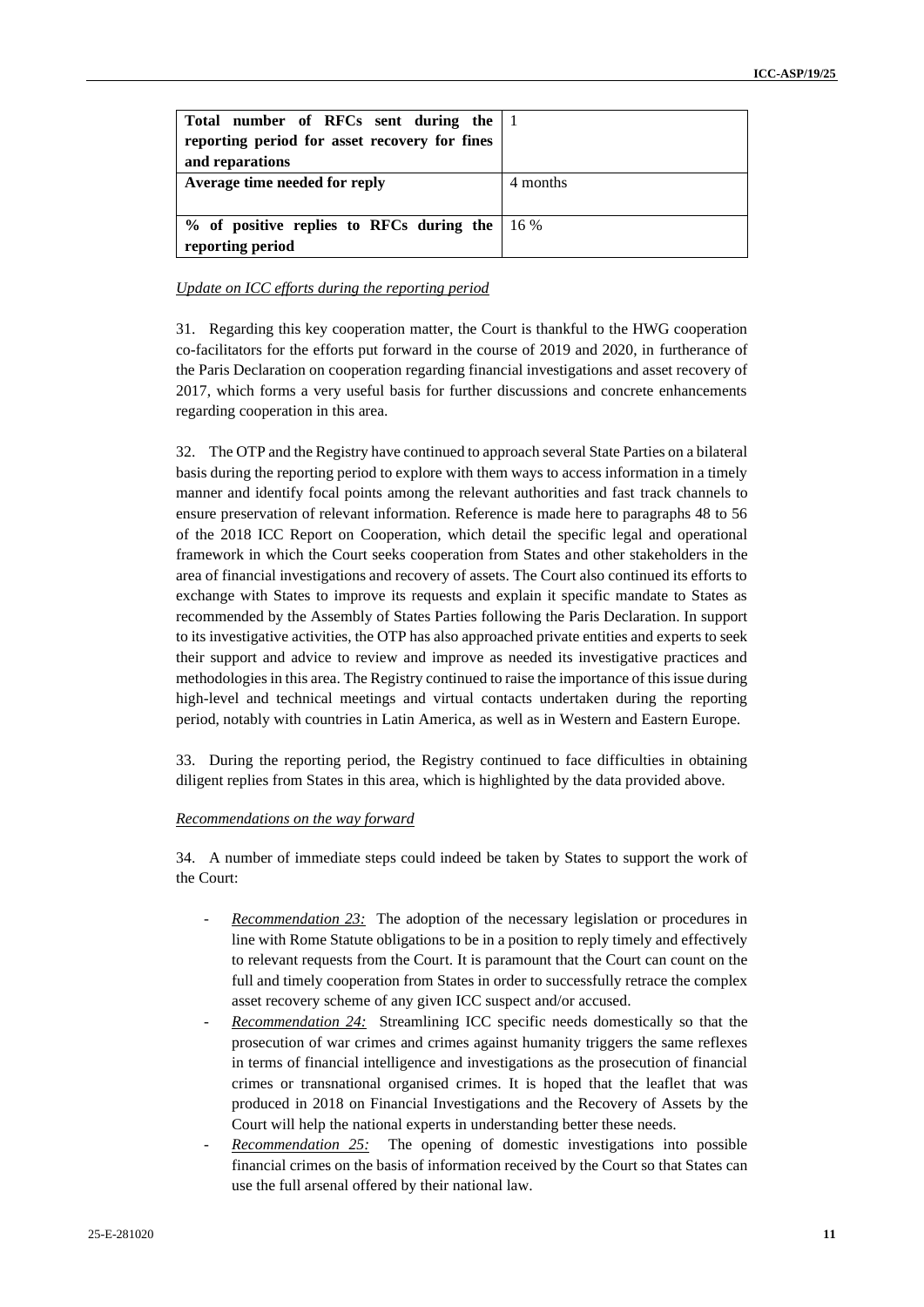| **Total number of RFCs sent during the reporting period for asset recovery for fines and reparations** | 1 |
|---|---|
| **Average time needed for reply** | 4 months |
| **% of positive replies to RFCs during the reporting period** | 16 % |

*Update on ICC efforts during the reporting period*

31. Regarding this key cooperation matter, the Court is thankful to the HWG cooperation co-facilitators for the efforts put forward in the course of 2019 and 2020, in furtherance of the Paris Declaration on cooperation regarding financial investigations and asset recovery of 2017, which forms a very useful basis for further discussions and concrete enhancements regarding cooperation in this area.

32. The OTP and the Registry have continued to approach several State Parties on a bilateral basis during the reporting period to explore with them ways to access information in a timely manner and identify focal points among the relevant authorities and fast track channels to ensure preservation of relevant information. Reference is made here to paragraphs 48 to 56 of the 2018 ICC Report on Cooperation, which detail the specific legal and operational framework in which the Court seeks cooperation from States and other stakeholders in the area of financial investigations and recovery of assets. The Court also continued its efforts to exchange with States to improve its requests and explain it specific mandate to States as recommended by the Assembly of States Parties following the Paris Declaration. In support to its investigative activities, the OTP has also approached private entities and experts to seek their support and advice to review and improve as needed its investigative practices and methodologies in this area. The Registry continued to raise the importance of this issue during high-level and technical meetings and virtual contacts undertaken during the reporting period, notably with countries in Latin America, as well as in Western and Eastern Europe.

33. During the reporting period, the Registry continued to face difficulties in obtaining diligent replies from States in this area, which is highlighted by the data provided above.

*Recommendations on the way forward*

34. A number of immediate steps could indeed be taken by States to support the work of the Court:

- *Recommendation 23:* The adoption of the necessary legislation or procedures in line with Rome Statute obligations to be in a position to reply timely and effectively to relevant requests from the Court. It is paramount that the Court can count on the full and timely cooperation from States in order to successfully retrace the complex asset recovery scheme of any given ICC suspect and/or accused.
- *Recommendation 24:* Streamlining ICC specific needs domestically so that the prosecution of war crimes and crimes against humanity triggers the same reflexes in terms of financial intelligence and investigations as the prosecution of financial crimes or transnational organised crimes. It is hoped that the leaflet that was produced in 2018 on Financial Investigations and the Recovery of Assets by the Court will help the national experts in understanding better these needs.
- *Recommendation 25:* The opening of domestic investigations into possible financial crimes on the basis of information received by the Court so that States can use the full arsenal offered by their national law.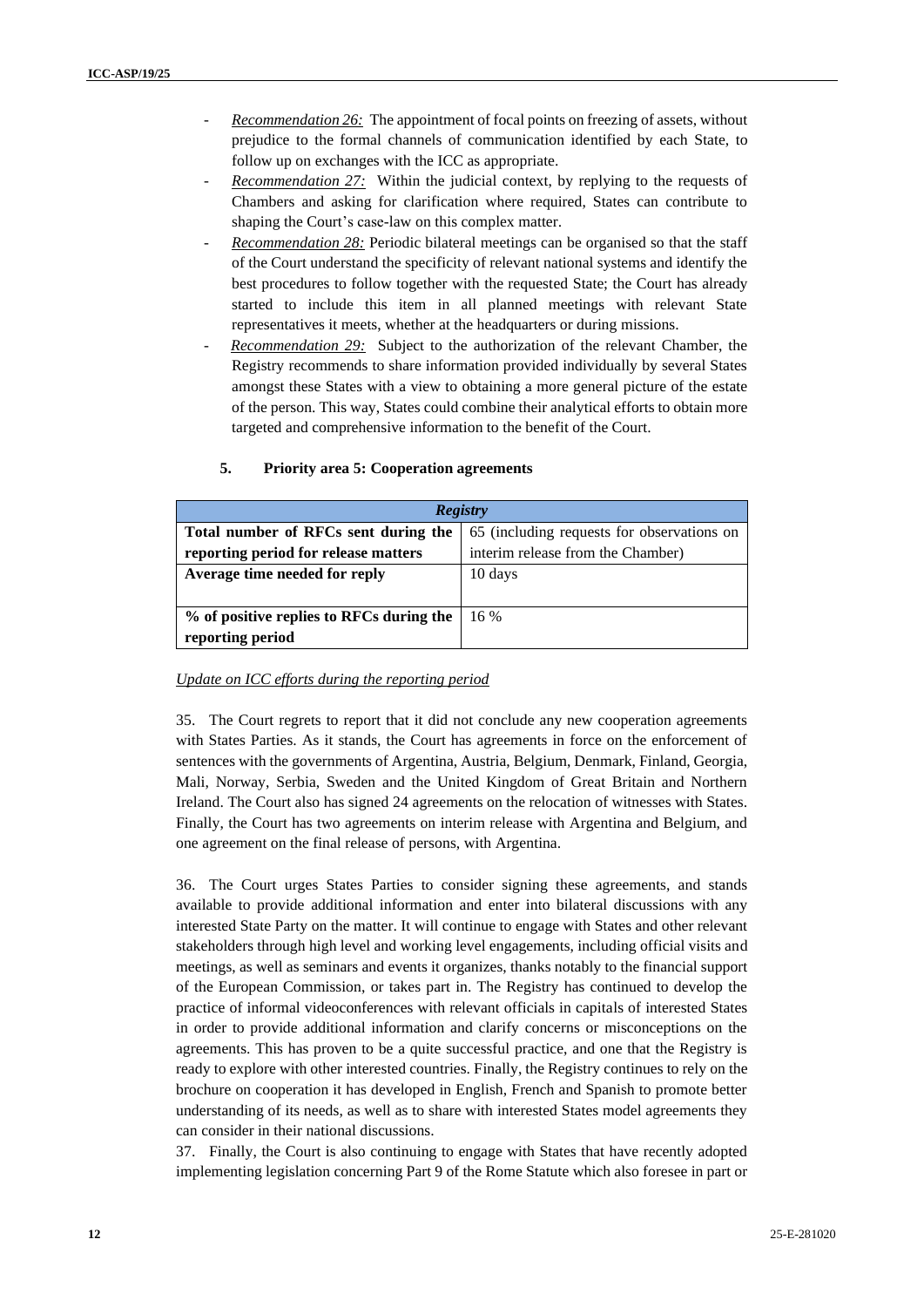- *Recommendation 26:* The appointment of focal points on freezing of assets, without prejudice to the formal channels of communication identified by each State, to follow up on exchanges with the ICC as appropriate.
- *Recommendation 27:* Within the judicial context, by replying to the requests of Chambers and asking for clarification where required, States can contribute to shaping the Court's case-law on this complex matter.
- *Recommendation 28:* Periodic bilateral meetings can be organised so that the staff of the Court understand the specificity of relevant national systems and identify the best procedures to follow together with the requested State; the Court has already started to include this item in all planned meetings with relevant State representatives it meets, whether at the headquarters or during missions.
- *Recommendation 29:* Subject to the authorization of the relevant Chamber, the Registry recommends to share information provided individually by several States amongst these States with a view to obtaining a more general picture of the estate of the person. This way, States could combine their analytical efforts to obtain more targeted and comprehensive information to the benefit of the Court.

### 5. Priority area 5: Cooperation agreements

| ***Registry*** | |
|---|---|
| **Total number of RFCs sent during the reporting period for release matters** | 65 (including requests for observations on interim release from the Chamber) |
| **Average time needed for reply** | 10 days |
| **% of positive replies to RFCs during the reporting period** | 16 % |

*Update on ICC efforts during the reporting period*

35. The Court regrets to report that it did not conclude any new cooperation agreements with States Parties. As it stands, the Court has agreements in force on the enforcement of sentences with the governments of Argentina, Austria, Belgium, Denmark, Finland, Georgia, Mali, Norway, Serbia, Sweden and the United Kingdom of Great Britain and Northern Ireland. The Court also has signed 24 agreements on the relocation of witnesses with States. Finally, the Court has two agreements on interim release with Argentina and Belgium, and one agreement on the final release of persons, with Argentina.

36. The Court urges States Parties to consider signing these agreements, and stands available to provide additional information and enter into bilateral discussions with any interested State Party on the matter. It will continue to engage with States and other relevant stakeholders through high level and working level engagements, including official visits and meetings, as well as seminars and events it organizes, thanks notably to the financial support of the European Commission, or takes part in. The Registry has continued to develop the practice of informal videoconferences with relevant officials in capitals of interested States in order to provide additional information and clarify concerns or misconceptions on the agreements. This has proven to be a quite successful practice, and one that the Registry is ready to explore with other interested countries. Finally, the Registry continues to rely on the brochure on cooperation it has developed in English, French and Spanish to promote better understanding of its needs, as well as to share with interested States model agreements they can consider in their national discussions.

37. Finally, the Court is also continuing to engage with States that have recently adopted implementing legislation concerning Part 9 of the Rome Statute which also foresee in part or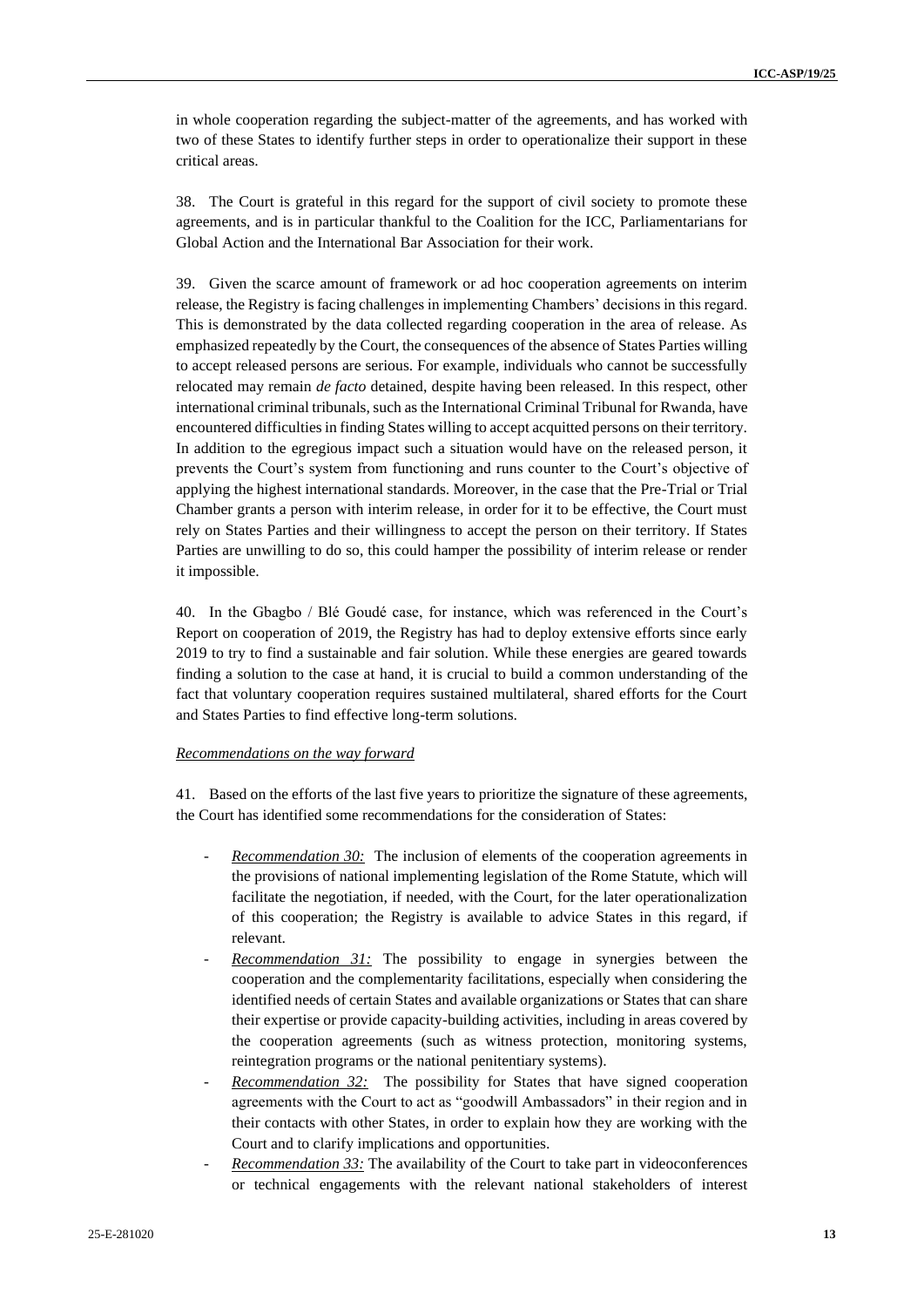in whole cooperation regarding the subject-matter of the agreements, and has worked with two of these States to identify further steps in order to operationalize their support in these critical areas.

38. The Court is grateful in this regard for the support of civil society to promote these agreements, and is in particular thankful to the Coalition for the ICC, Parliamentarians for Global Action and the International Bar Association for their work.

39. Given the scarce amount of framework or ad hoc cooperation agreements on interim release, the Registry is facing challenges in implementing Chambers' decisions in this regard. This is demonstrated by the data collected regarding cooperation in the area of release. As emphasized repeatedly by the Court, the consequences of the absence of States Parties willing to accept released persons are serious. For example, individuals who cannot be successfully relocated may remain *de facto* detained, despite having been released. In this respect, other international criminal tribunals, such as the International Criminal Tribunal for Rwanda, have encountered difficulties in finding States willing to accept acquitted persons on their territory. In addition to the egregious impact such a situation would have on the released person, it prevents the Court's system from functioning and runs counter to the Court's objective of applying the highest international standards. Moreover, in the case that the Pre-Trial or Trial Chamber grants a person with interim release, in order for it to be effective, the Court must rely on States Parties and their willingness to accept the person on their territory. If States Parties are unwilling to do so, this could hamper the possibility of interim release or render it impossible.

40. In the Gbagbo / Blé Goudé case, for instance, which was referenced in the Court's Report on cooperation of 2019, the Registry has had to deploy extensive efforts since early 2019 to try to find a sustainable and fair solution. While these energies are geared towards finding a solution to the case at hand, it is crucial to build a common understanding of the fact that voluntary cooperation requires sustained multilateral, shared efforts for the Court and States Parties to find effective long-term solutions.

*Recommendations on the way forward*

41. Based on the efforts of the last five years to prioritize the signature of these agreements, the Court has identified some recommendations for the consideration of States:

- *Recommendation 30:* The inclusion of elements of the cooperation agreements in the provisions of national implementing legislation of the Rome Statute, which will facilitate the negotiation, if needed, with the Court, for the later operationalization of this cooperation; the Registry is available to advice States in this regard, if relevant.
- *Recommendation 31:* The possibility to engage in synergies between the cooperation and the complementarity facilitations, especially when considering the identified needs of certain States and available organizations or States that can share their expertise or provide capacity-building activities, including in areas covered by the cooperation agreements (such as witness protection, monitoring systems, reintegration programs or the national penitentiary systems).
- *Recommendation 32:* The possibility for States that have signed cooperation agreements with the Court to act as "goodwill Ambassadors" in their region and in their contacts with other States, in order to explain how they are working with the Court and to clarify implications and opportunities.
- *Recommendation 33:* The availability of the Court to take part in videoconferences or technical engagements with the relevant national stakeholders of interest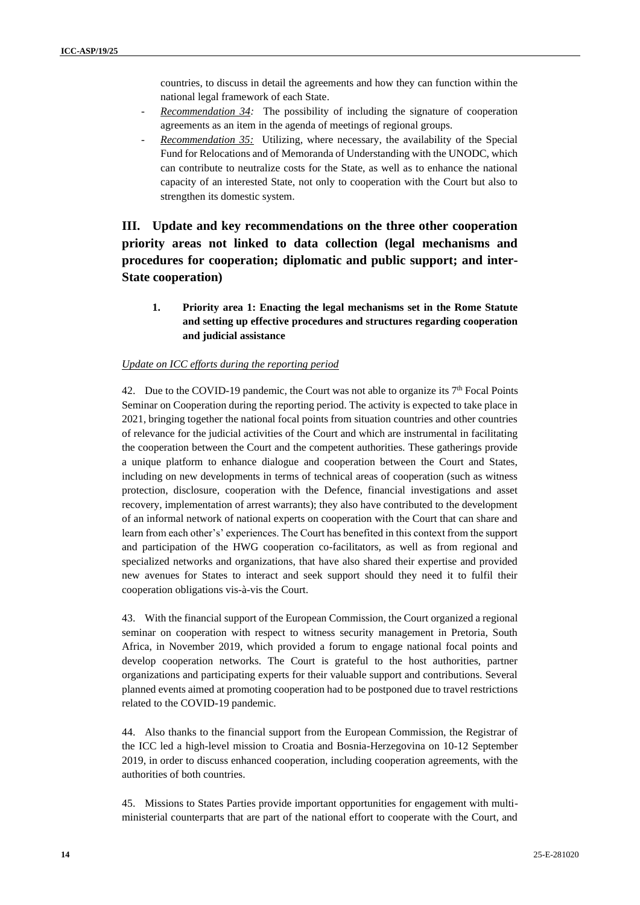countries, to discuss in detail the agreements and how they can function within the national legal framework of each State.

- *Recommendation 34:* The possibility of including the signature of cooperation agreements as an item in the agenda of meetings of regional groups.
- *Recommendation 35:* Utilizing, where necessary, the availability of the Special Fund for Relocations and of Memoranda of Understanding with the UNODC, which can contribute to neutralize costs for the State, as well as to enhance the national capacity of an interested State, not only to cooperation with the Court but also to strengthen its domestic system.

## III. Update and key recommendations on the three other cooperation priority areas not linked to data collection (legal mechanisms and procedures for cooperation; diplomatic and public support; and inter-State cooperation)

### 1. Priority area 1: Enacting the legal mechanisms set in the Rome Statute and setting up effective procedures and structures regarding cooperation and judicial assistance

*Update on ICC efforts during the reporting period*

42. Due to the COVID-19 pandemic, the Court was not able to organize its 7th Focal Points Seminar on Cooperation during the reporting period. The activity is expected to take place in 2021, bringing together the national focal points from situation countries and other countries of relevance for the judicial activities of the Court and which are instrumental in facilitating the cooperation between the Court and the competent authorities. These gatherings provide a unique platform to enhance dialogue and cooperation between the Court and States, including on new developments in terms of technical areas of cooperation (such as witness protection, disclosure, cooperation with the Defence, financial investigations and asset recovery, implementation of arrest warrants); they also have contributed to the development of an informal network of national experts on cooperation with the Court that can share and learn from each other's' experiences. The Court has benefited in this context from the support and participation of the HWG cooperation co-facilitators, as well as from regional and specialized networks and organizations, that have also shared their expertise and provided new avenues for States to interact and seek support should they need it to fulfil their cooperation obligations vis-à-vis the Court.

43. With the financial support of the European Commission, the Court organized a regional seminar on cooperation with respect to witness security management in Pretoria, South Africa, in November 2019, which provided a forum to engage national focal points and develop cooperation networks. The Court is grateful to the host authorities, partner organizations and participating experts for their valuable support and contributions. Several planned events aimed at promoting cooperation had to be postponed due to travel restrictions related to the COVID-19 pandemic.

44. Also thanks to the financial support from the European Commission, the Registrar of the ICC led a high-level mission to Croatia and Bosnia-Herzegovina on 10-12 September 2019, in order to discuss enhanced cooperation, including cooperation agreements, with the authorities of both countries.

45. Missions to States Parties provide important opportunities for engagement with multi-ministerial counterparts that are part of the national effort to cooperate with the Court, and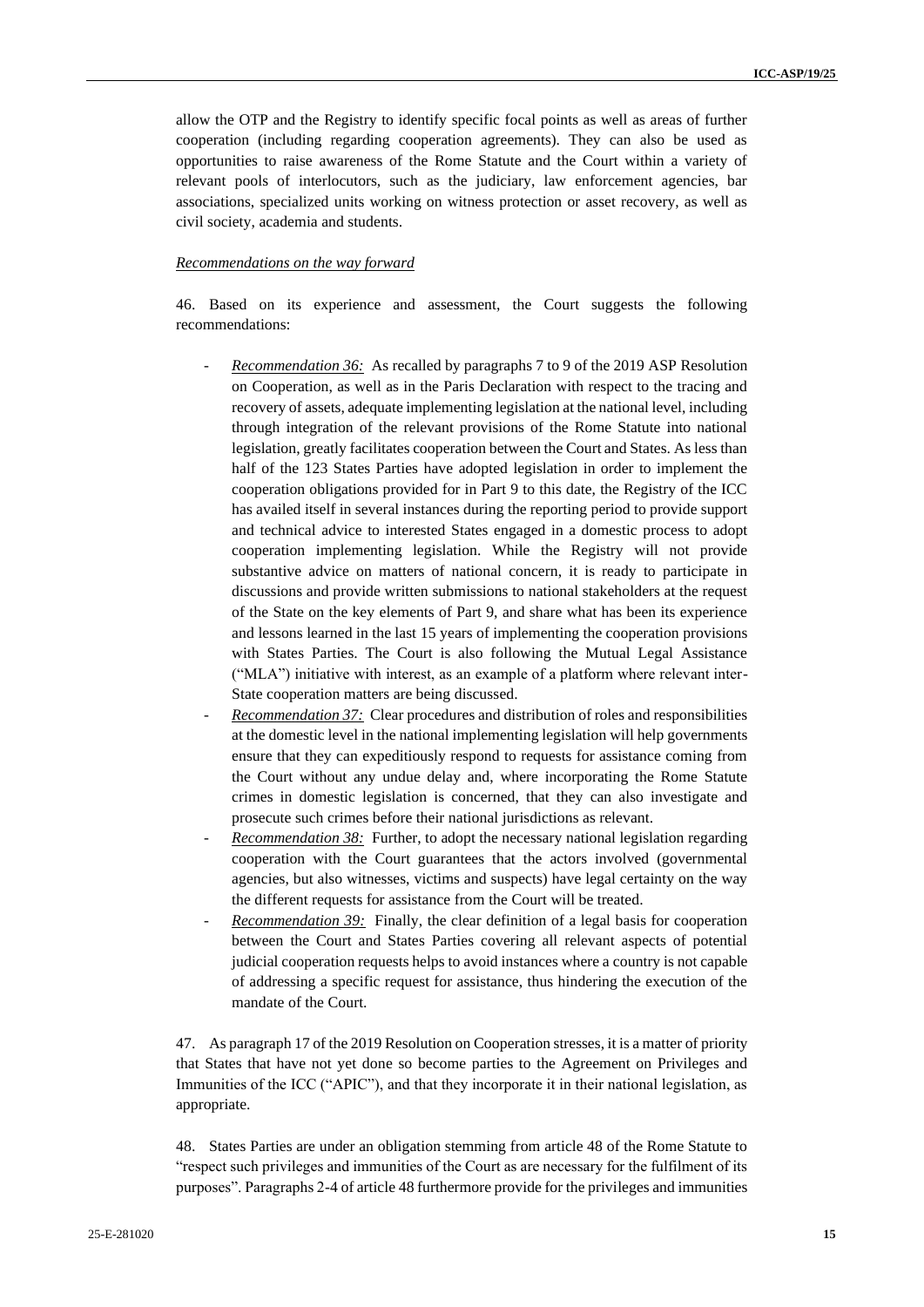allow the OTP and the Registry to identify specific focal points as well as areas of further cooperation (including regarding cooperation agreements). They can also be used as opportunities to raise awareness of the Rome Statute and the Court within a variety of relevant pools of interlocutors, such as the judiciary, law enforcement agencies, bar associations, specialized units working on witness protection or asset recovery, as well as civil society, academia and students.

*Recommendations on the way forward*

46. Based on its experience and assessment, the Court suggests the following recommendations:

- *Recommendation 36:* As recalled by paragraphs 7 to 9 of the 2019 ASP Resolution on Cooperation, as well as in the Paris Declaration with respect to the tracing and recovery of assets, adequate implementing legislation at the national level, including through integration of the relevant provisions of the Rome Statute into national legislation, greatly facilitates cooperation between the Court and States. As less than half of the 123 States Parties have adopted legislation in order to implement the cooperation obligations provided for in Part 9 to this date, the Registry of the ICC has availed itself in several instances during the reporting period to provide support and technical advice to interested States engaged in a domestic process to adopt cooperation implementing legislation. While the Registry will not provide substantive advice on matters of national concern, it is ready to participate in discussions and provide written submissions to national stakeholders at the request of the State on the key elements of Part 9, and share what has been its experience and lessons learned in the last 15 years of implementing the cooperation provisions with States Parties. The Court is also following the Mutual Legal Assistance ("MLA") initiative with interest, as an example of a platform where relevant inter-State cooperation matters are being discussed.
- *Recommendation 37:* Clear procedures and distribution of roles and responsibilities at the domestic level in the national implementing legislation will help governments ensure that they can expeditiously respond to requests for assistance coming from the Court without any undue delay and, where incorporating the Rome Statute crimes in domestic legislation is concerned, that they can also investigate and prosecute such crimes before their national jurisdictions as relevant.
- *Recommendation 38:* Further, to adopt the necessary national legislation regarding cooperation with the Court guarantees that the actors involved (governmental agencies, but also witnesses, victims and suspects) have legal certainty on the way the different requests for assistance from the Court will be treated.
- *Recommendation 39:* Finally, the clear definition of a legal basis for cooperation between the Court and States Parties covering all relevant aspects of potential judicial cooperation requests helps to avoid instances where a country is not capable of addressing a specific request for assistance, thus hindering the execution of the mandate of the Court.

47. As paragraph 17 of the 2019 Resolution on Cooperation stresses, it is a matter of priority that States that have not yet done so become parties to the Agreement on Privileges and Immunities of the ICC ("APIC"), and that they incorporate it in their national legislation, as appropriate.

48. States Parties are under an obligation stemming from article 48 of the Rome Statute to "respect such privileges and immunities of the Court as are necessary for the fulfilment of its purposes". Paragraphs 2-4 of article 48 furthermore provide for the privileges and immunities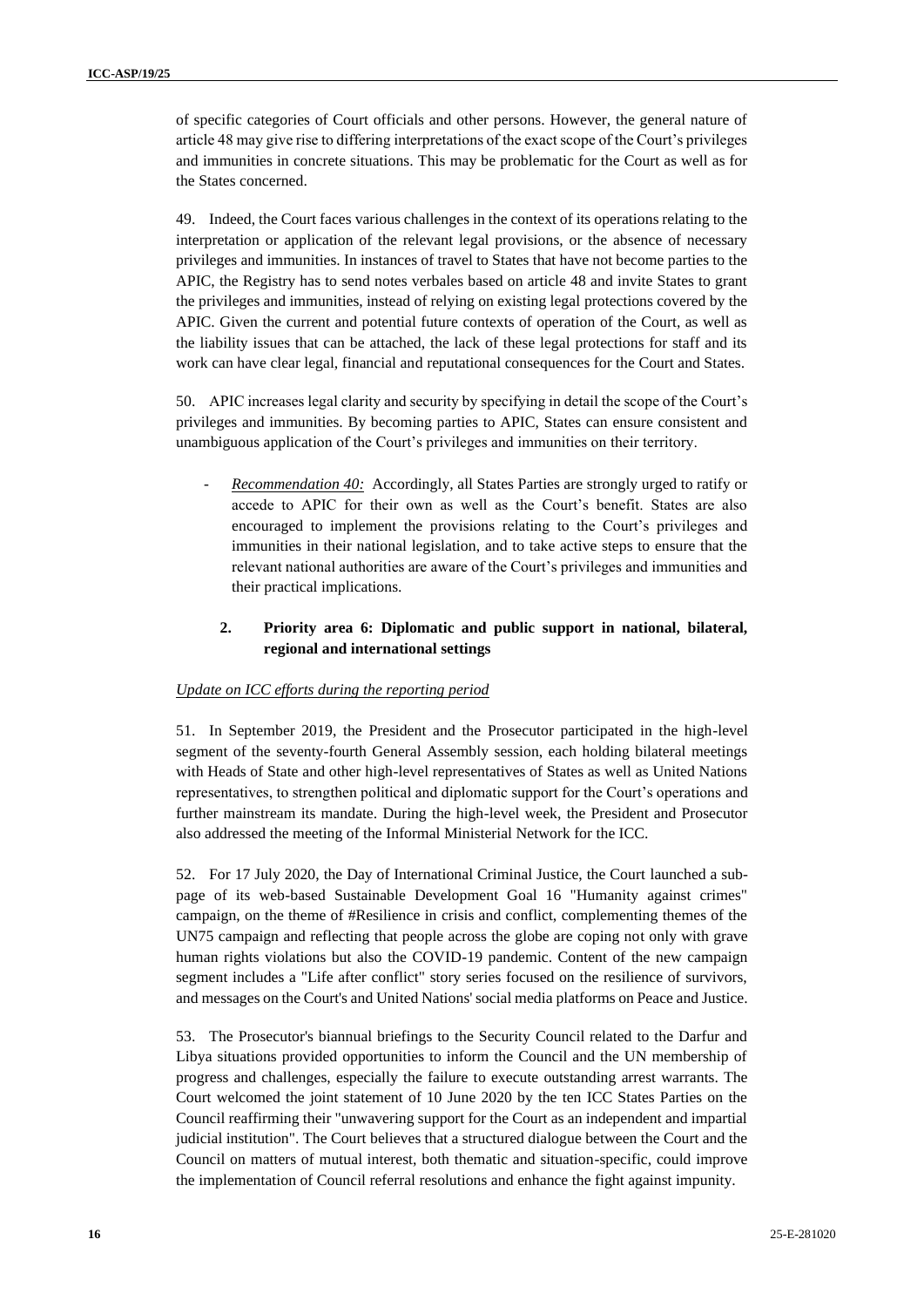of specific categories of Court officials and other persons. However, the general nature of article 48 may give rise to differing interpretations of the exact scope of the Court's privileges and immunities in concrete situations. This may be problematic for the Court as well as for the States concerned.

49. Indeed, the Court faces various challenges in the context of its operations relating to the interpretation or application of the relevant legal provisions, or the absence of necessary privileges and immunities. In instances of travel to States that have not become parties to the APIC, the Registry has to send notes verbales based on article 48 and invite States to grant the privileges and immunities, instead of relying on existing legal protections covered by the APIC. Given the current and potential future contexts of operation of the Court, as well as the liability issues that can be attached, the lack of these legal protections for staff and its work can have clear legal, financial and reputational consequences for the Court and States.

50. APIC increases legal clarity and security by specifying in detail the scope of the Court's privileges and immunities. By becoming parties to APIC, States can ensure consistent and unambiguous application of the Court's privileges and immunities on their territory.

- *Recommendation 40:* Accordingly, all States Parties are strongly urged to ratify or accede to APIC for their own as well as the Court's benefit. States are also encouraged to implement the provisions relating to the Court's privileges and immunities in their national legislation, and to take active steps to ensure that the relevant national authorities are aware of the Court's privileges and immunities and their practical implications.

### 2. Priority area 6: Diplomatic and public support in national, bilateral, regional and international settings

*Update on ICC efforts during the reporting period*

51. In September 2019, the President and the Prosecutor participated in the high-level segment of the seventy-fourth General Assembly session, each holding bilateral meetings with Heads of State and other high-level representatives of States as well as United Nations representatives, to strengthen political and diplomatic support for the Court's operations and further mainstream its mandate. During the high-level week, the President and Prosecutor also addressed the meeting of the Informal Ministerial Network for the ICC.

52. For 17 July 2020, the Day of International Criminal Justice, the Court launched a sub-page of its web-based Sustainable Development Goal 16 "Humanity against crimes" campaign, on the theme of #Resilience in crisis and conflict, complementing themes of the UN75 campaign and reflecting that people across the globe are coping not only with grave human rights violations but also the COVID-19 pandemic. Content of the new campaign segment includes a "Life after conflict" story series focused on the resilience of survivors, and messages on the Court's and United Nations' social media platforms on Peace and Justice.

53. The Prosecutor's biannual briefings to the Security Council related to the Darfur and Libya situations provided opportunities to inform the Council and the UN membership of progress and challenges, especially the failure to execute outstanding arrest warrants. The Court welcomed the joint statement of 10 June 2020 by the ten ICC States Parties on the Council reaffirming their "unwavering support for the Court as an independent and impartial judicial institution". The Court believes that a structured dialogue between the Court and the Council on matters of mutual interest, both thematic and situation-specific, could improve the implementation of Council referral resolutions and enhance the fight against impunity.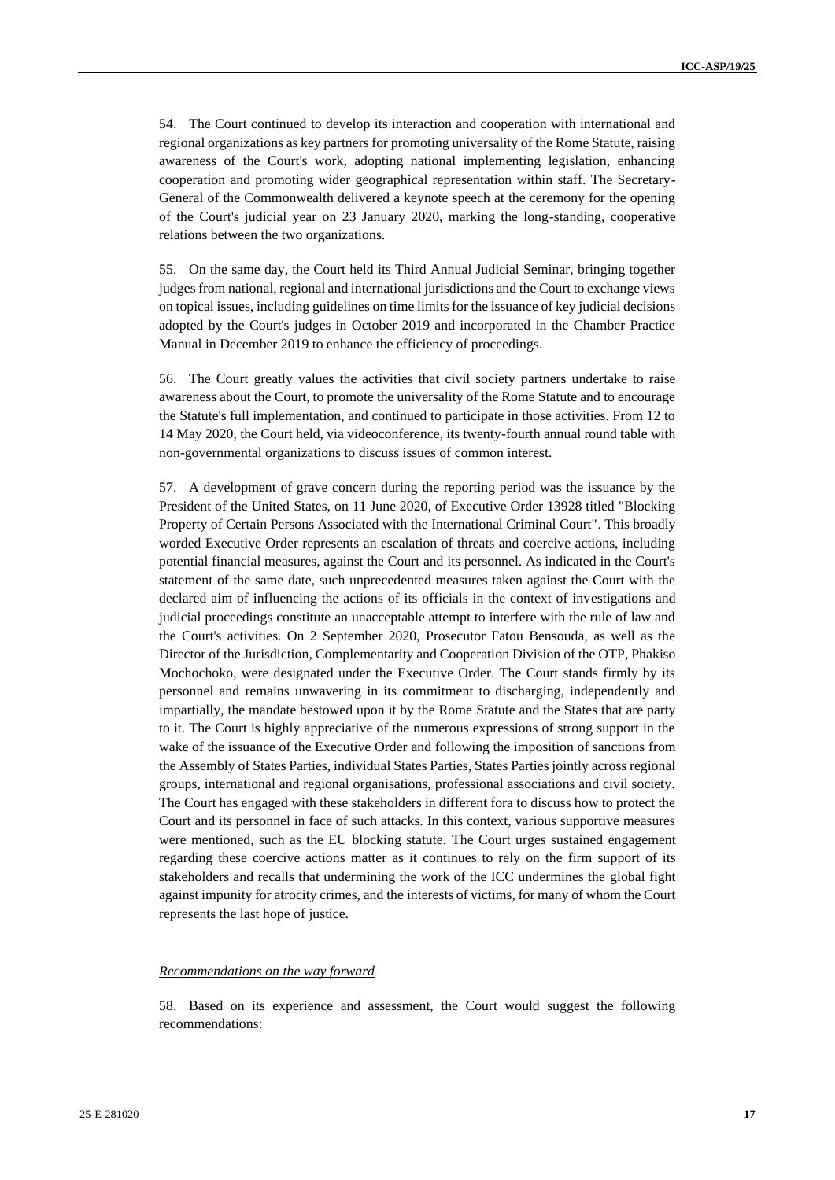54. The Court continued to develop its interaction and cooperation with international and regional organizations as key partners for promoting universality of the Rome Statute, raising awareness of the Court's work, adopting national implementing legislation, enhancing cooperation and promoting wider geographical representation within staff. The Secretary-General of the Commonwealth delivered a keynote speech at the ceremony for the opening of the Court's judicial year on 23 January 2020, marking the long-standing, cooperative relations between the two organizations.

55. On the same day, the Court held its Third Annual Judicial Seminar, bringing together judges from national, regional and international jurisdictions and the Court to exchange views on topical issues, including guidelines on time limits for the issuance of key judicial decisions adopted by the Court's judges in October 2019 and incorporated in the Chamber Practice Manual in December 2019 to enhance the efficiency of proceedings.

56. The Court greatly values the activities that civil society partners undertake to raise awareness about the Court, to promote the universality of the Rome Statute and to encourage the Statute's full implementation, and continued to participate in those activities. From 12 to 14 May 2020, the Court held, via videoconference, its twenty-fourth annual round table with non-governmental organizations to discuss issues of common interest.

57. A development of grave concern during the reporting period was the issuance by the President of the United States, on 11 June 2020, of Executive Order 13928 titled "Blocking Property of Certain Persons Associated with the International Criminal Court". This broadly worded Executive Order represents an escalation of threats and coercive actions, including potential financial measures, against the Court and its personnel. As indicated in the Court's statement of the same date, such unprecedented measures taken against the Court with the declared aim of influencing the actions of its officials in the context of investigations and judicial proceedings constitute an unacceptable attempt to interfere with the rule of law and the Court's activities. On 2 September 2020, Prosecutor Fatou Bensouda, as well as the Director of the Jurisdiction, Complementarity and Cooperation Division of the OTP, Phakiso Mochochoko, were designated under the Executive Order. The Court stands firmly by its personnel and remains unwavering in its commitment to discharging, independently and impartially, the mandate bestowed upon it by the Rome Statute and the States that are party to it. The Court is highly appreciative of the numerous expressions of strong support in the wake of the issuance of the Executive Order and following the imposition of sanctions from the Assembly of States Parties, individual States Parties, States Parties jointly across regional groups, international and regional organisations, professional associations and civil society. The Court has engaged with these stakeholders in different fora to discuss how to protect the Court and its personnel in face of such attacks. In this context, various supportive measures were mentioned, such as the EU blocking statute. The Court urges sustained engagement regarding these coercive actions matter as it continues to rely on the firm support of its stakeholders and recalls that undermining the work of the ICC undermines the global fight against impunity for atrocity crimes, and the interests of victims, for many of whom the Court represents the last hope of justice.

*Recommendations on the way forward*

58. Based on its experience and assessment, the Court would suggest the following recommendations: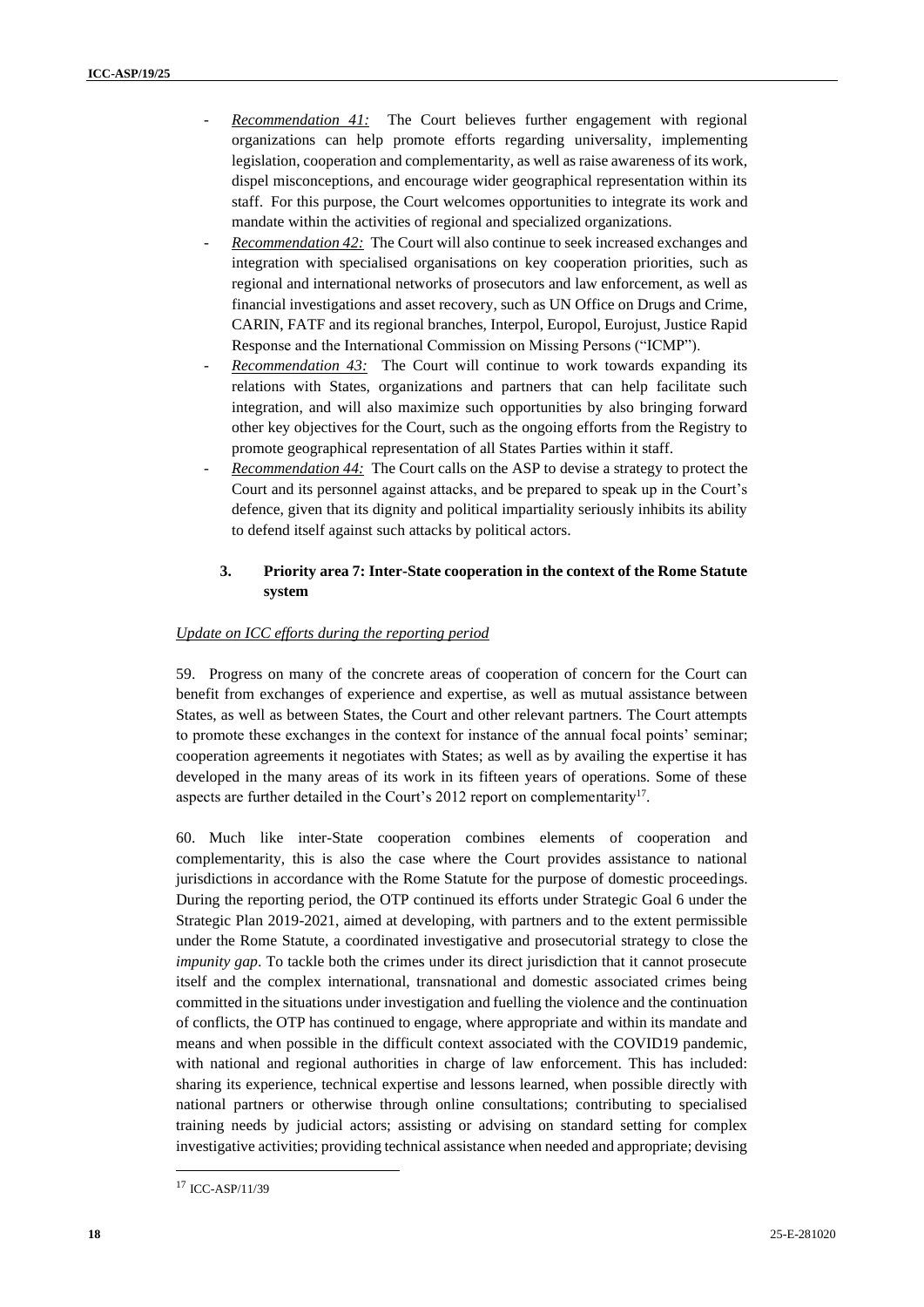- *Recommendation 41:* The Court believes further engagement with regional organizations can help promote efforts regarding universality, implementing legislation, cooperation and complementarity, as well as raise awareness of its work, dispel misconceptions, and encourage wider geographical representation within its staff. For this purpose, the Court welcomes opportunities to integrate its work and mandate within the activities of regional and specialized organizations.
- *Recommendation 42:* The Court will also continue to seek increased exchanges and integration with specialised organisations on key cooperation priorities, such as regional and international networks of prosecutors and law enforcement, as well as financial investigations and asset recovery, such as UN Office on Drugs and Crime, CARIN, FATF and its regional branches, Interpol, Europol, Eurojust, Justice Rapid Response and the International Commission on Missing Persons ("ICMP").
- *Recommendation 43:* The Court will continue to work towards expanding its relations with States, organizations and partners that can help facilitate such integration, and will also maximize such opportunities by also bringing forward other key objectives for the Court, such as the ongoing efforts from the Registry to promote geographical representation of all States Parties within it staff.
- *Recommendation 44:* The Court calls on the ASP to devise a strategy to protect the Court and its personnel against attacks, and be prepared to speak up in the Court's defence, given that its dignity and political impartiality seriously inhibits its ability to defend itself against such attacks by political actors.

### 3. Priority area 7: Inter-State cooperation in the context of the Rome Statute system

*Update on ICC efforts during the reporting period*

59. Progress on many of the concrete areas of cooperation of concern for the Court can benefit from exchanges of experience and expertise, as well as mutual assistance between States, as well as between States, the Court and other relevant partners. The Court attempts to promote these exchanges in the context for instance of the annual focal points' seminar; cooperation agreements it negotiates with States; as well as by availing the expertise it has developed in the many areas of its work in its fifteen years of operations. Some of these aspects are further detailed in the Court's 2012 report on complementarity[17].

60. Much like inter-State cooperation combines elements of cooperation and complementarity, this is also the case where the Court provides assistance to national jurisdictions in accordance with the Rome Statute for the purpose of domestic proceedings. During the reporting period, the OTP continued its efforts under Strategic Goal 6 under the Strategic Plan 2019-2021, aimed at developing, with partners and to the extent permissible under the Rome Statute, a coordinated investigative and prosecutorial strategy to close the *impunity gap*. To tackle both the crimes under its direct jurisdiction that it cannot prosecute itself and the complex international, transnational and domestic associated crimes being committed in the situations under investigation and fuelling the violence and the continuation of conflicts, the OTP has continued to engage, where appropriate and within its mandate and means and when possible in the difficult context associated with the COVID19 pandemic, with national and regional authorities in charge of law enforcement. This has included: sharing its experience, technical expertise and lessons learned, when possible directly with national partners or otherwise through online consultations; contributing to specialised training needs by judicial actors; assisting or advising on standard setting for complex investigative activities; providing technical assistance when needed and appropriate; devising

[17] ICC-ASP/11/39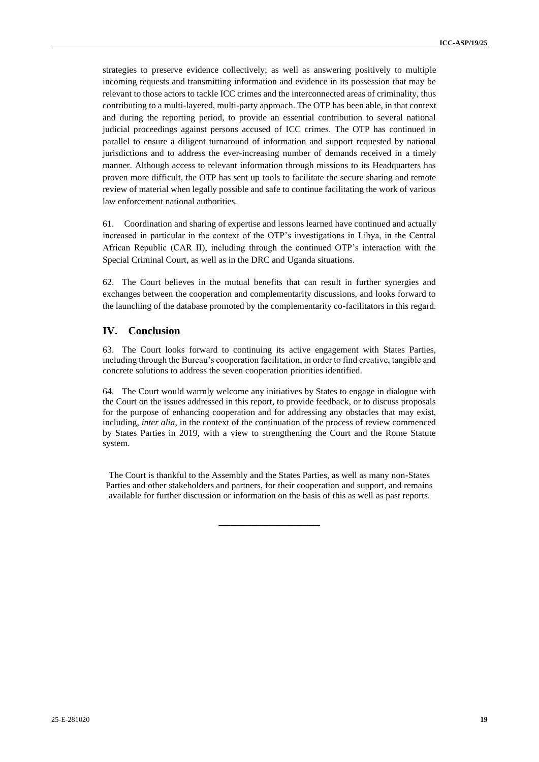strategies to preserve evidence collectively; as well as answering positively to multiple incoming requests and transmitting information and evidence in its possession that may be relevant to those actors to tackle ICC crimes and the interconnected areas of criminality, thus contributing to a multi-layered, multi-party approach. The OTP has been able, in that context and during the reporting period, to provide an essential contribution to several national judicial proceedings against persons accused of ICC crimes. The OTP has continued in parallel to ensure a diligent turnaround of information and support requested by national jurisdictions and to address the ever-increasing number of demands received in a timely manner. Although access to relevant information through missions to its Headquarters has proven more difficult, the OTP has sent up tools to facilitate the secure sharing and remote review of material when legally possible and safe to continue facilitating the work of various law enforcement national authorities.

61. Coordination and sharing of expertise and lessons learned have continued and actually increased in particular in the context of the OTP's investigations in Libya, in the Central African Republic (CAR II), including through the continued OTP's interaction with the Special Criminal Court, as well as in the DRC and Uganda situations.

62. The Court believes in the mutual benefits that can result in further synergies and exchanges between the cooperation and complementarity discussions, and looks forward to the launching of the database promoted by the complementarity co-facilitators in this regard.

## IV. Conclusion

63. The Court looks forward to continuing its active engagement with States Parties, including through the Bureau's cooperation facilitation, in order to find creative, tangible and concrete solutions to address the seven cooperation priorities identified.

64. The Court would warmly welcome any initiatives by States to engage in dialogue with the Court on the issues addressed in this report, to provide feedback, or to discuss proposals for the purpose of enhancing cooperation and for addressing any obstacles that may exist, including, *inter alia*, in the context of the continuation of the process of review commenced by States Parties in 2019, with a view to strengthening the Court and the Rome Statute system.

The Court is thankful to the Assembly and the States Parties, as well as many non-States Parties and other stakeholders and partners, for their cooperation and support, and remains available for further discussion or information on the basis of this as well as past reports.

____________